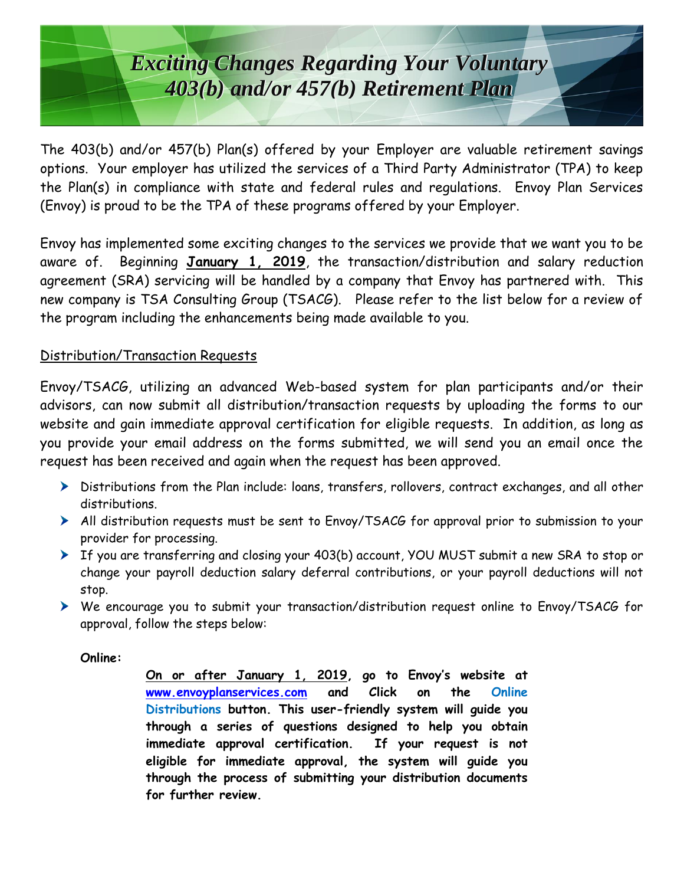# *Exciting Changes Regarding Your Voluntary 403(b) and/or 457(b) Retirement Plan*

The 403(b) and/or 457(b) Plan(s) offered by your Employer are valuable retirement savings options. Your employer has utilized the services of a Third Party Administrator (TPA) to keep the Plan(s) in compliance with state and federal rules and regulations. Envoy Plan Services (Envoy) is proud to be the TPA of these programs offered by your Employer.

Envoy has implemented some exciting changes to the services we provide that we want you to be aware of. Beginning **January 1, 2019**, the transaction/distribution and salary reduction agreement (SRA) servicing will be handled by a company that Envoy has partnered with. This new company is TSA Consulting Group (TSACG). Please refer to the list below for a review of the program including the enhancements being made available to you.

Distribution/Transaction Requests

Envoy/TSACG, utilizing an advanced Web-based system for plan participants and/or their advisors, can now submit all distribution/transaction requests by uploading the forms to our website and gain immediate approval certification for eligible requests. In addition, as long as you provide your email address on the forms submitted, we will send you an email once the request has been received and again when the request has been approved.

- Distributions from the Plan include: loans, transfers, rollovers, contract exchanges, and all other distributions.
- All distribution requests must be sent to Envoy/TSACG for approval prior to submission to your provider for processing.
- If you are transferring and closing your 403(b) account, YOU MUST submit a new SRA to stop or change your payroll deduction salary deferral contributions, or your payroll deductions will not stop.
- We encourage you to submit your transaction/distribution request online to Envoy/TSACG for approval, follow the steps below:

**Online:**

**On or after January 1, 2019, go to Envoy's website at www.envoyplanservices.com and Click on the Online Distributions button. This user-friendly system will guide you through a series of questions designed to help you obtain immediate approval certification. If your request is not eligible for immediate approval, the system will guide you through the process of submitting your distribution documents for further review.**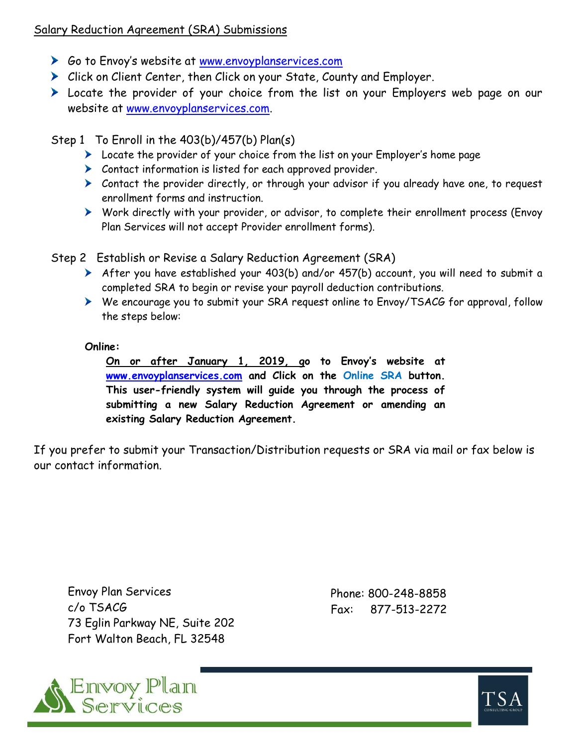Salary Reduction Agreement (SRA) Submissions

- Go to Envoy's website at www.envoyplanservices.com
- Click on Client Center, then Click on your State, County and Employer.
- Locate the provider of your choice from the list on your Employers web page on our website at www.envoyplanservices.com.

Step 1 To Enroll in the 403(b)/457(b) Plan(s)

- Locate the provider of your choice from the list on your Employer's home page
- Contact information is listed for each approved provider.
- Contact the provider directly, or through your advisor if you already have one, to request enrollment forms and instruction.
- Work directly with your provider, or advisor, to complete their enrollment process (Envoy Plan Services will not accept Provider enrollment forms).

Step 2 Establish or Revise a Salary Reduction Agreement (SRA)

- After you have established your 403(b) and/or 457(b) account, you will need to submit a completed SRA to begin or revise your payroll deduction contributions.
- We encourage you to submit your SRA request online to Envoy/TSACG for approval, follow the steps below:

**Online:**

**On or after January 1, 2019, go to Envoy's website at www.envoyplanservices.com and Click on the Online SRA button. This user-friendly system will guide you through the process of submitting a new Salary Reduction Agreement or amending an existing Salary Reduction Agreement.**

If you prefer to submit your Transaction/Distribution requests or SRA via mail or fax below is our contact information.

Envoy Plan Services
c/o TSACG
73 Eglin Parkway NE, Suite 202
Fort Walton Beach, FL 32548

Phone: 800-248-8858
Fax: 877-513-2272